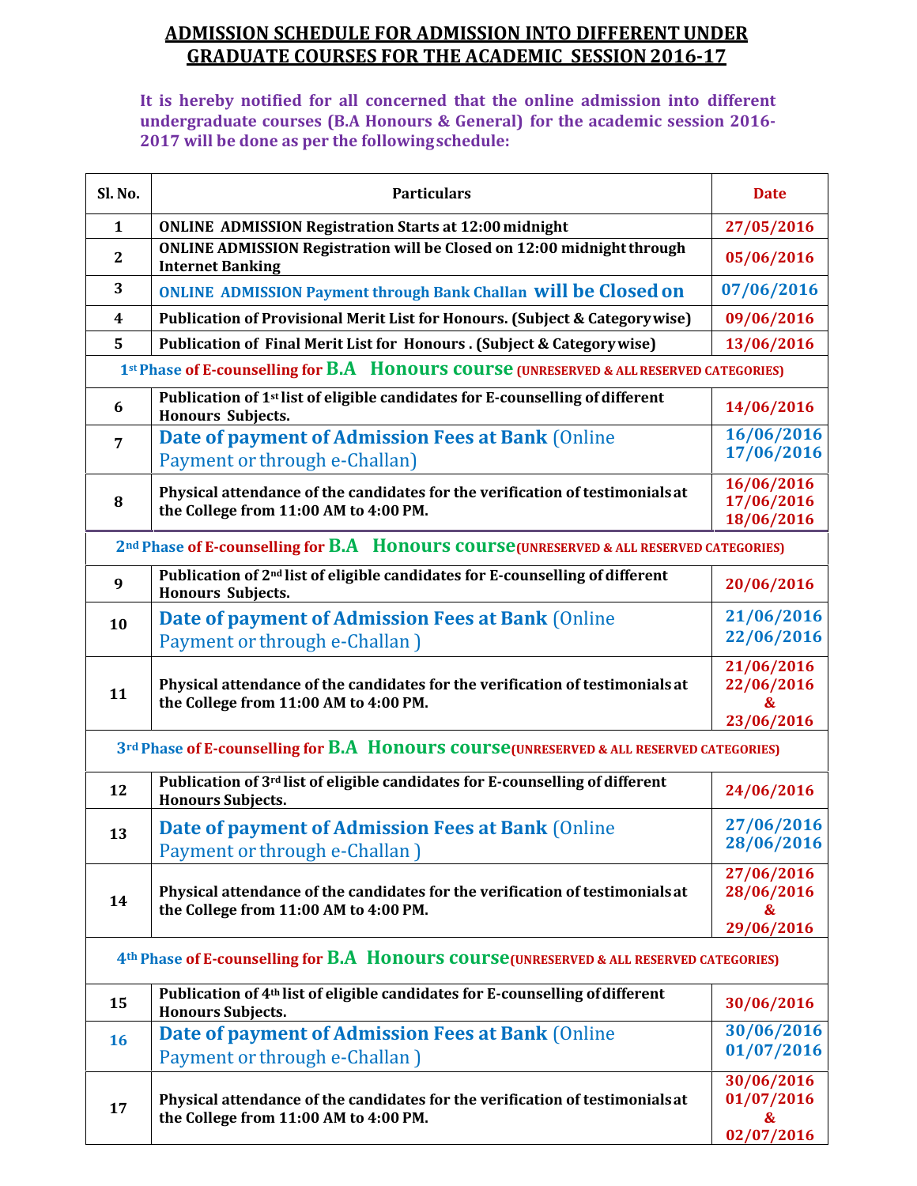# ADMISSION SCHEDULE FOR ADMISSION INTO DIFFERENT UNDER GRADUATE COURSES FOR THE ACADEMIC SESSION 2016-17

**It is hereby notified for all concerned that the online admission into different undergraduate courses (B.A Honours & General) for the academic session 2016-2017 will be done as per the following schedule:**

| Sl. No. | Particulars | Date |
|---|---|---|
| 1 | ONLINE ADMISSION Registration Starts at 12:00 midnight | 27/05/2016 |
| 2 | ONLINE ADMISSION Registration will be Closed on 12:00 midnight through Internet Banking | 05/06/2016 |
| 3 | ONLINE ADMISSION Payment through Bank Challan will be Closed on | 07/06/2016 |
| 4 | Publication of Provisional Merit List for Honours. (Subject & Category wise) | 09/06/2016 |
| 5 | Publication of Final Merit List for Honours . (Subject & Category wise) | 13/06/2016 |
| **1st Phase of E-counselling for B.A Honours course (UNRESERVED & ALL RESERVED CATEGORIES)** | | |
| 6 | Publication of 1st list of eligible candidates for E-counselling of different Honours Subjects. | 14/06/2016 |
| 7 | Date of payment of Admission Fees at Bank (Online Payment or through e-Challan) | 16/06/2016<br>17/06/2016 |
| 8 | Physical attendance of the candidates for the verification of testimonials at the College from 11:00 AM to 4:00 PM. | 16/06/2016<br>17/06/2016<br>18/06/2016 |
| **2nd Phase of E-counselling for B.A Honours course (UNRESERVED & ALL RESERVED CATEGORIES)** | | |
| 9 | Publication of 2nd list of eligible candidates for E-counselling of different Honours Subjects. | 20/06/2016 |
| 10 | Date of payment of Admission Fees at Bank (Online Payment or through e-Challan ) | 21/06/2016<br>22/06/2016 |
| 11 | Physical attendance of the candidates for the verification of testimonials at the College from 11:00 AM to 4:00 PM. | 21/06/2016<br>22/06/2016<br>&<br>23/06/2016 |
| **3rd Phase of E-counselling for B.A Honours course (UNRESERVED & ALL RESERVED CATEGORIES)** | | |
| 12 | Publication of 3rd list of eligible candidates for E-counselling of different Honours Subjects. | 24/06/2016 |
| 13 | Date of payment of Admission Fees at Bank (Online Payment or through e-Challan ) | 27/06/2016<br>28/06/2016 |
| 14 | Physical attendance of the candidates for the verification of testimonials at the College from 11:00 AM to 4:00 PM. | 27/06/2016<br>28/06/2016<br>&<br>29/06/2016 |
| **4th Phase of E-counselling for B.A Honours course (UNRESERVED & ALL RESERVED CATEGORIES)** | | |
| 15 | Publication of 4th list of eligible candidates for E-counselling of different Honours Subjects. | 30/06/2016 |
| 16 | Date of payment of Admission Fees at Bank (Online Payment or through e-Challan ) | 30/06/2016<br>01/07/2016 |
| 17 | Physical attendance of the candidates for the verification of testimonials at the College from 11:00 AM to 4:00 PM. | 30/06/2016<br>01/07/2016<br>&<br>02/07/2016 |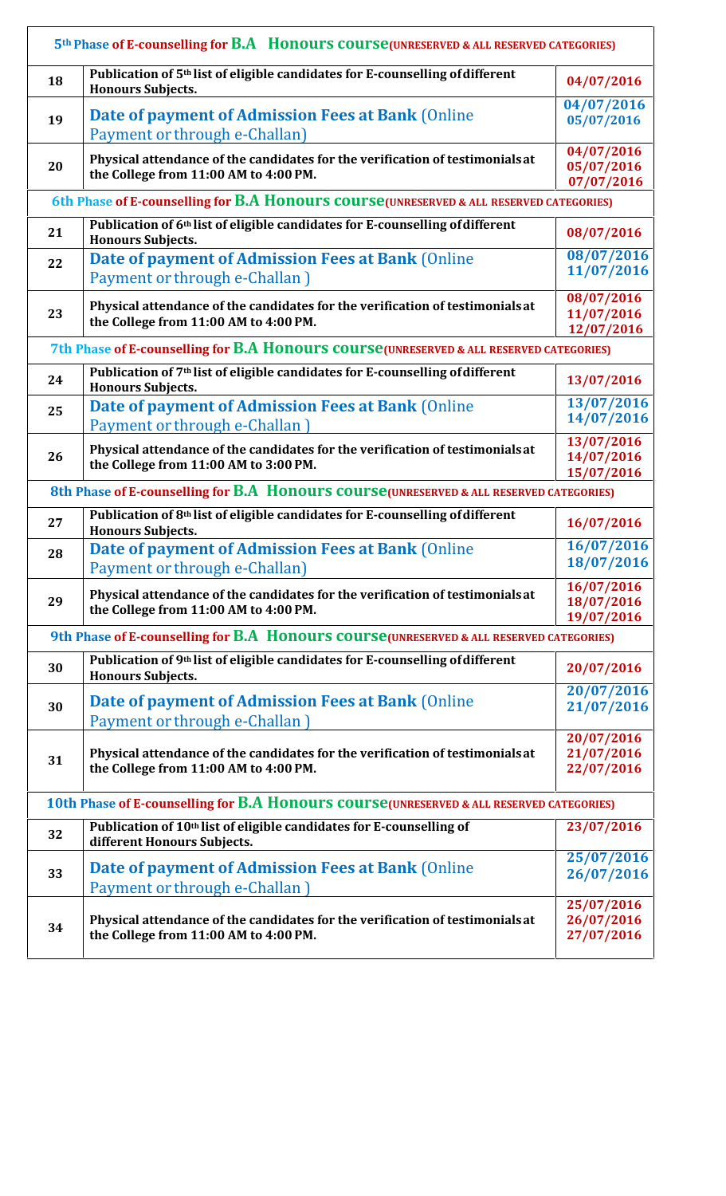| | | |
|---|---|---|
| **5th Phase of E-counselling for B.A Honours course (UNRESERVED & ALL RESERVED CATEGORIES)** | | |
| 18 | **Publication of 5th list of eligible candidates for E-counselling of different Honours Subjects.** | **04/07/2016** |
| 19 | **Date of payment of Admission Fees at Bank** (Online Payment or through e-Challan) | **04/07/2016** **05/07/2016** |
| 20 | **Physical attendance of the candidates for the verification of testimonials at the College from 11:00 AM to 4:00 PM.** | **04/07/2016** **05/07/2016** **07/07/2016** |
| **6th Phase of E-counselling for B.A Honours course (UNRESERVED & ALL RESERVED CATEGORIES)** | | |
| 21 | **Publication of 6th list of eligible candidates for E-counselling of different Honours Subjects.** | **08/07/2016** |
| 22 | **Date of payment of Admission Fees at Bank** (Online Payment or through e-Challan ) | **08/07/2016** **11/07/2016** |
| 23 | **Physical attendance of the candidates for the verification of testimonials at the College from 11:00 AM to 4:00 PM.** | **08/07/2016** **11/07/2016** **12/07/2016** |
| **7th Phase of E-counselling for B.A Honours course (UNRESERVED & ALL RESERVED CATEGORIES)** | | |
| 24 | **Publication of 7th list of eligible candidates for E-counselling of different Honours Subjects.** | **13/07/2016** |
| 25 | **Date of payment of Admission Fees at Bank** (Online Payment or through e-Challan ) | **13/07/2016** **14/07/2016** |
| 26 | **Physical attendance of the candidates for the verification of testimonials at the College from 11:00 AM to 3:00 PM.** | **13/07/2016** **14/07/2016** **15/07/2016** |
| **8th Phase of E-counselling for B.A Honours course (UNRESERVED & ALL RESERVED CATEGORIES)** | | |
| 27 | **Publication of 8th list of eligible candidates for E-counselling of different Honours Subjects.** | **16/07/2016** |
| 28 | **Date of payment of Admission Fees at Bank** (Online Payment or through e-Challan) | **16/07/2016** **18/07/2016** |
| 29 | **Physical attendance of the candidates for the verification of testimonials at the College from 11:00 AM to 4:00 PM.** | **16/07/2016** **18/07/2016** **19/07/2016** |
| **9th Phase of E-counselling for B.A Honours course (UNRESERVED & ALL RESERVED CATEGORIES)** | | |
| 30 | **Publication of 9th list of eligible candidates for E-counselling of different Honours Subjects.** | **20/07/2016** |
| 30 | **Date of payment of Admission Fees at Bank** (Online Payment or through e-Challan ) | **20/07/2016** **21/07/2016** |
| 31 | **Physical attendance of the candidates for the verification of testimonials at the College from 11:00 AM to 4:00 PM.** | **20/07/2016** **21/07/2016** **22/07/2016** |
| **10th Phase of E-counselling for B.A Honours course (UNRESERVED & ALL RESERVED CATEGORIES)** | | |
| 32 | **Publication of 10th list of eligible candidates for E-counselling of different Honours Subjects.** | **23/07/2016** |
| 33 | **Date of payment of Admission Fees at Bank** (Online Payment or through e-Challan ) | **25/07/2016** **26/07/2016** |
| 34 | **Physical attendance of the candidates for the verification of testimonials at the College from 11:00 AM to 4:00 PM.** | **25/07/2016** **26/07/2016** **27/07/2016** |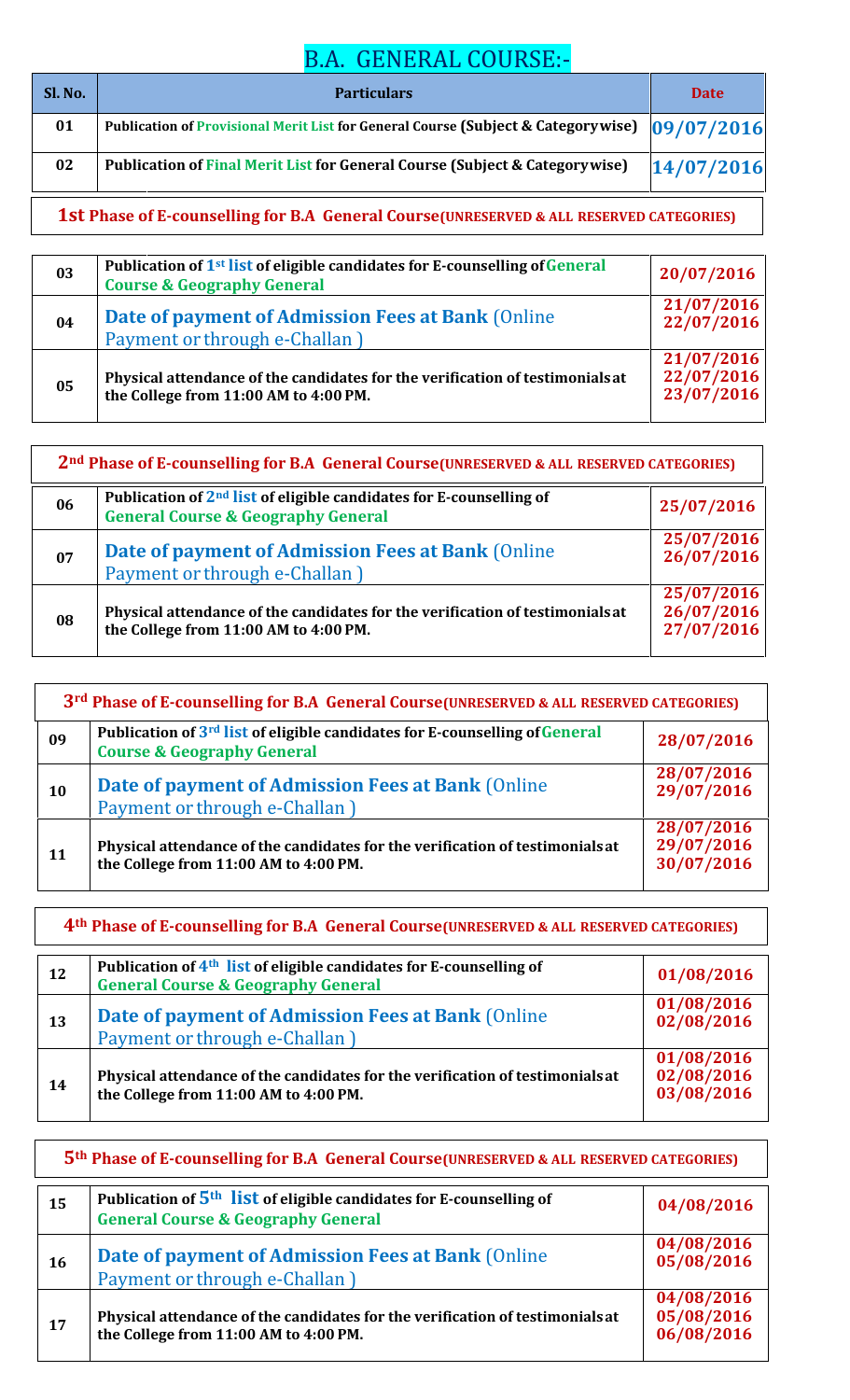# B.A. GENERAL COURSE:-

| Sl. No. | Particulars | Date |
|---|---|---|
| 01 | **Publication of Provisional Merit List for General Course (Subject & Category wise)** | **09/07/2016** |
| 02 | **Publication of Final Merit List for General Course (Subject & Category wise)** | **14/07/2016** |

**1st Phase of E-counselling for B.A General Course (UNRESERVED & ALL RESERVED CATEGORIES)**

| | | |
|---|---|---|
| 03 | **Publication of 1st list of eligible candidates for E-counselling of General Course & Geography General** | **20/07/2016** |
| 04 | **Date of payment of Admission Fees at Bank** (Online Payment or through e-Challan ) | **21/07/2016 22/07/2016** |
| 05 | **Physical attendance of the candidates for the verification of testimonials at the College from 11:00 AM to 4:00 PM.** | **21/07/2016 22/07/2016 23/07/2016** |

**2nd Phase of E-counselling for B.A General Course (UNRESERVED & ALL RESERVED CATEGORIES)**

| | | |
|---|---|---|
| 06 | **Publication of 2nd list of eligible candidates for E-counselling of General Course & Geography General** | **25/07/2016** |
| 07 | **Date of payment of Admission Fees at Bank** (Online Payment or through e-Challan ) | **25/07/2016 26/07/2016** |
| 08 | **Physical attendance of the candidates for the verification of testimonials at the College from 11:00 AM to 4:00 PM.** | **25/07/2016 26/07/2016 27/07/2016** |

**3rd Phase of E-counselling for B.A General Course (UNRESERVED & ALL RESERVED CATEGORIES)**

| | | |
|---|---|---|
| 09 | **Publication of 3rd list of eligible candidates for E-counselling of General Course & Geography General** | **28/07/2016** |
| 10 | **Date of payment of Admission Fees at Bank** (Online Payment or through e-Challan ) | **28/07/2016 29/07/2016** |
| 11 | **Physical attendance of the candidates for the verification of testimonials at the College from 11:00 AM to 4:00 PM.** | **28/07/2016 29/07/2016 30/07/2016** |

**4th Phase of E-counselling for B.A General Course (UNRESERVED & ALL RESERVED CATEGORIES)**

| | | |
|---|---|---|
| 12 | **Publication of 4th list of eligible candidates for E-counselling of General Course & Geography General** | **01/08/2016** |
| 13 | **Date of payment of Admission Fees at Bank** (Online Payment or through e-Challan ) | **01/08/2016 02/08/2016** |
| 14 | **Physical attendance of the candidates for the verification of testimonials at the College from 11:00 AM to 4:00 PM.** | **01/08/2016 02/08/2016 03/08/2016** |

**5th Phase of E-counselling for B.A General Course (UNRESERVED & ALL RESERVED CATEGORIES)**

| | | |
|---|---|---|
| 15 | **Publication of 5th list of eligible candidates for E-counselling of General Course & Geography General** | **04/08/2016** |
| 16 | **Date of payment of Admission Fees at Bank** (Online Payment or through e-Challan ) | **04/08/2016 05/08/2016** |
| 17 | **Physical attendance of the candidates for the verification of testimonials at the College from 11:00 AM to 4:00 PM.** | **04/08/2016 05/08/2016 06/08/2016** |